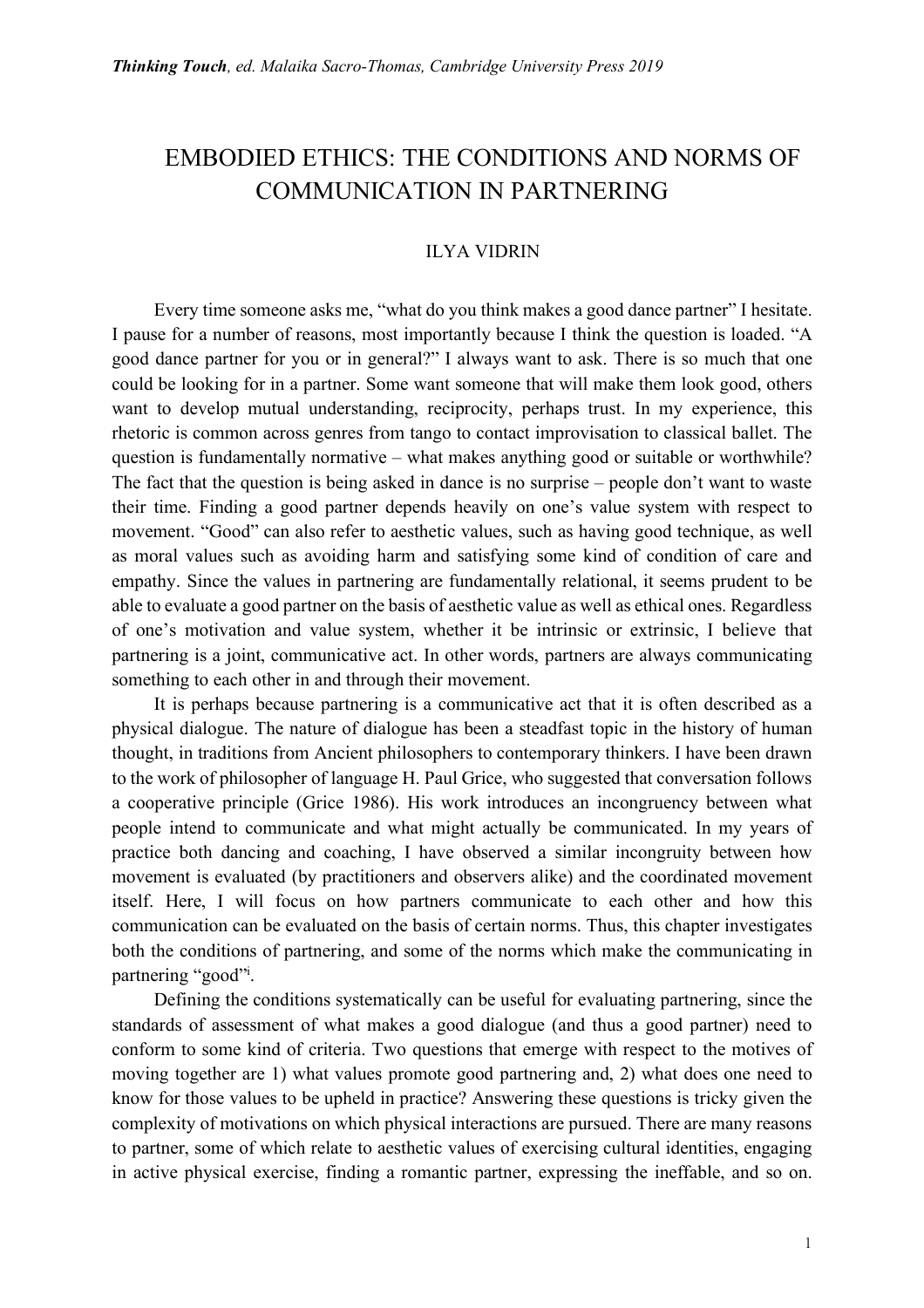*Thinking Touch*, ed. Malaika Sacro-Thomas, Cambridge University Press 2019

# EMBODIED ETHICS: THE CONDITIONS AND NORMS OF COMMUNICATION IN PARTNERING

ILYA VIDRIN

Every time someone asks me, "what do you think makes a good dance partner" I hesitate. I pause for a number of reasons, most importantly because I think the question is loaded. "A good dance partner for you or in general?" I always want to ask. There is so much that one could be looking for in a partner. Some want someone that will make them look good, others want to develop mutual understanding, reciprocity, perhaps trust. In my experience, this rhetoric is common across genres from tango to contact improvisation to classical ballet. The question is fundamentally normative – what makes anything good or suitable or worthwhile? The fact that the question is being asked in dance is no surprise – people don't want to waste their time. Finding a good partner depends heavily on one's value system with respect to movement. "Good" can also refer to aesthetic values, such as having good technique, as well as moral values such as avoiding harm and satisfying some kind of condition of care and empathy. Since the values in partnering are fundamentally relational, it seems prudent to be able to evaluate a good partner on the basis of aesthetic value as well as ethical ones. Regardless of one's motivation and value system, whether it be intrinsic or extrinsic, I believe that partnering is a joint, communicative act. In other words, partners are always communicating something to each other in and through their movement.

It is perhaps because partnering is a communicative act that it is often described as a physical dialogue. The nature of dialogue has been a steadfast topic in the history of human thought, in traditions from Ancient philosophers to contemporary thinkers. I have been drawn to the work of philosopher of language H. Paul Grice, who suggested that conversation follows a cooperative principle (Grice 1986). His work introduces an incongruency between what people intend to communicate and what might actually be communicated. In my years of practice both dancing and coaching, I have observed a similar incongruity between how movement is evaluated (by practitioners and observers alike) and the coordinated movement itself. Here, I will focus on how partners communicate to each other and how this communication can be evaluated on the basis of certain norms. Thus, this chapter investigates both the conditions of partnering, and some of the norms which make the communicating in partnering "good"[i].

Defining the conditions systematically can be useful for evaluating partnering, since the standards of assessment of what makes a good dialogue (and thus a good partner) need to conform to some kind of criteria. Two questions that emerge with respect to the motives of moving together are 1) what values promote good partnering and, 2) what does one need to know for those values to be upheld in practice? Answering these questions is tricky given the complexity of motivations on which physical interactions are pursued. There are many reasons to partner, some of which relate to aesthetic values of exercising cultural identities, engaging in active physical exercise, finding a romantic partner, expressing the ineffable, and so on.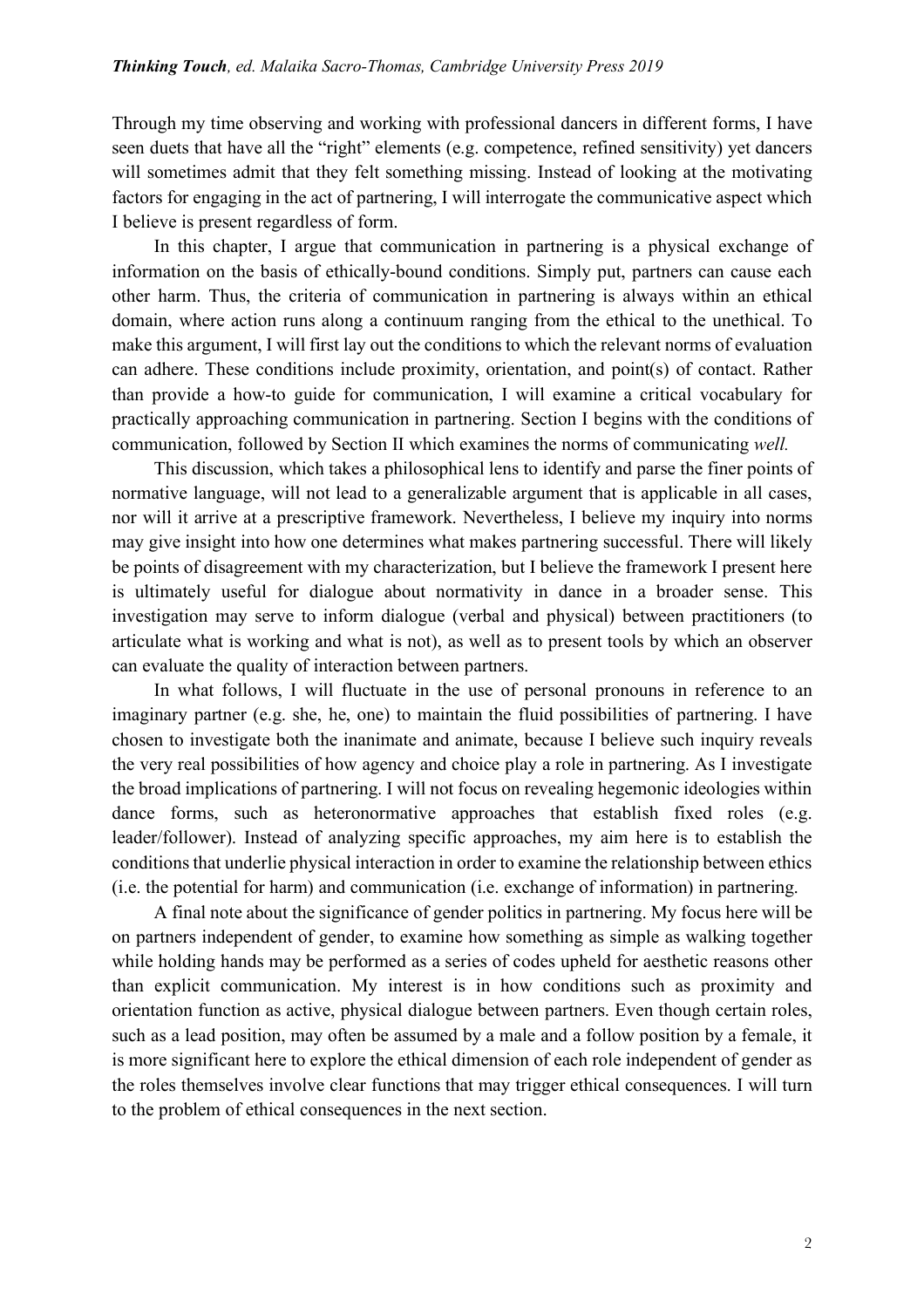Through my time observing and working with professional dancers in different forms, I have seen duets that have all the "right" elements (e.g. competence, refined sensitivity) yet dancers will sometimes admit that they felt something missing. Instead of looking at the motivating factors for engaging in the act of partnering, I will interrogate the communicative aspect which I believe is present regardless of form.

In this chapter, I argue that communication in partnering is a physical exchange of information on the basis of ethically-bound conditions. Simply put, partners can cause each other harm. Thus, the criteria of communication in partnering is always within an ethical domain, where action runs along a continuum ranging from the ethical to the unethical. To make this argument, I will first lay out the conditions to which the relevant norms of evaluation can adhere. These conditions include proximity, orientation, and point(s) of contact. Rather than provide a how-to guide for communication, I will examine a critical vocabulary for practically approaching communication in partnering. Section I begins with the conditions of communication, followed by Section II which examines the norms of communicating *well.*

This discussion, which takes a philosophical lens to identify and parse the finer points of normative language, will not lead to a generalizable argument that is applicable in all cases, nor will it arrive at a prescriptive framework. Nevertheless, I believe my inquiry into norms may give insight into how one determines what makes partnering successful. There will likely be points of disagreement with my characterization, but I believe the framework I present here is ultimately useful for dialogue about normativity in dance in a broader sense. This investigation may serve to inform dialogue (verbal and physical) between practitioners (to articulate what is working and what is not), as well as to present tools by which an observer can evaluate the quality of interaction between partners.

In what follows, I will fluctuate in the use of personal pronouns in reference to an imaginary partner (e.g. she, he, one) to maintain the fluid possibilities of partnering. I have chosen to investigate both the inanimate and animate, because I believe such inquiry reveals the very real possibilities of how agency and choice play a role in partnering. As I investigate the broad implications of partnering. I will not focus on revealing hegemonic ideologies within dance forms, such as heteronormative approaches that establish fixed roles (e.g. leader/follower). Instead of analyzing specific approaches, my aim here is to establish the conditions that underlie physical interaction in order to examine the relationship between ethics (i.e. the potential for harm) and communication (i.e. exchange of information) in partnering.

A final note about the significance of gender politics in partnering. My focus here will be on partners independent of gender, to examine how something as simple as walking together while holding hands may be performed as a series of codes upheld for aesthetic reasons other than explicit communication. My interest is in how conditions such as proximity and orientation function as active, physical dialogue between partners. Even though certain roles, such as a lead position, may often be assumed by a male and a follow position by a female, it is more significant here to explore the ethical dimension of each role independent of gender as the roles themselves involve clear functions that may trigger ethical consequences. I will turn to the problem of ethical consequences in the next section.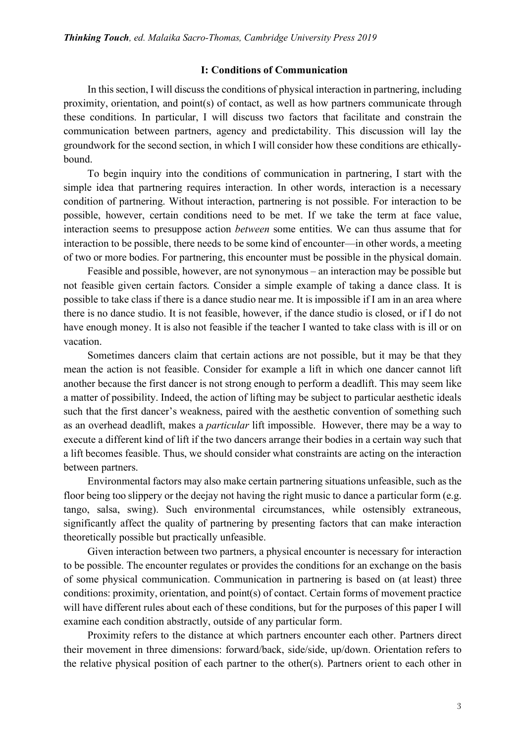## I: Conditions of Communication

In this section, I will discuss the conditions of physical interaction in partnering, including proximity, orientation, and point(s) of contact, as well as how partners communicate through these conditions. In particular, I will discuss two factors that facilitate and constrain the communication between partners, agency and predictability. This discussion will lay the groundwork for the second section, in which I will consider how these conditions are ethically-bound.

To begin inquiry into the conditions of communication in partnering, I start with the simple idea that partnering requires interaction. In other words, interaction is a necessary condition of partnering. Without interaction, partnering is not possible. For interaction to be possible, however, certain conditions need to be met. If we take the term at face value, interaction seems to presuppose action *between* some entities. We can thus assume that for interaction to be possible, there needs to be some kind of encounter—in other words, a meeting of two or more bodies. For partnering, this encounter must be possible in the physical domain.

Feasible and possible, however, are not synonymous – an interaction may be possible but not feasible given certain factors. Consider a simple example of taking a dance class. It is possible to take class if there is a dance studio near me. It is impossible if I am in an area where there is no dance studio. It is not feasible, however, if the dance studio is closed, or if I do not have enough money. It is also not feasible if the teacher I wanted to take class with is ill or on vacation.

Sometimes dancers claim that certain actions are not possible, but it may be that they mean the action is not feasible. Consider for example a lift in which one dancer cannot lift another because the first dancer is not strong enough to perform a deadlift. This may seem like a matter of possibility. Indeed, the action of lifting may be subject to particular aesthetic ideals such that the first dancer's weakness, paired with the aesthetic convention of something such as an overhead deadlift, makes a *particular* lift impossible. However, there may be a way to execute a different kind of lift if the two dancers arrange their bodies in a certain way such that a lift becomes feasible. Thus, we should consider what constraints are acting on the interaction between partners.

Environmental factors may also make certain partnering situations unfeasible, such as the floor being too slippery or the deejay not having the right music to dance a particular form (e.g. tango, salsa, swing). Such environmental circumstances, while ostensibly extraneous, significantly affect the quality of partnering by presenting factors that can make interaction theoretically possible but practically unfeasible.

Given interaction between two partners, a physical encounter is necessary for interaction to be possible. The encounter regulates or provides the conditions for an exchange on the basis of some physical communication. Communication in partnering is based on (at least) three conditions: proximity, orientation, and point(s) of contact. Certain forms of movement practice will have different rules about each of these conditions, but for the purposes of this paper I will examine each condition abstractly, outside of any particular form.

Proximity refers to the distance at which partners encounter each other. Partners direct their movement in three dimensions: forward/back, side/side, up/down. Orientation refers to the relative physical position of each partner to the other(s). Partners orient to each other in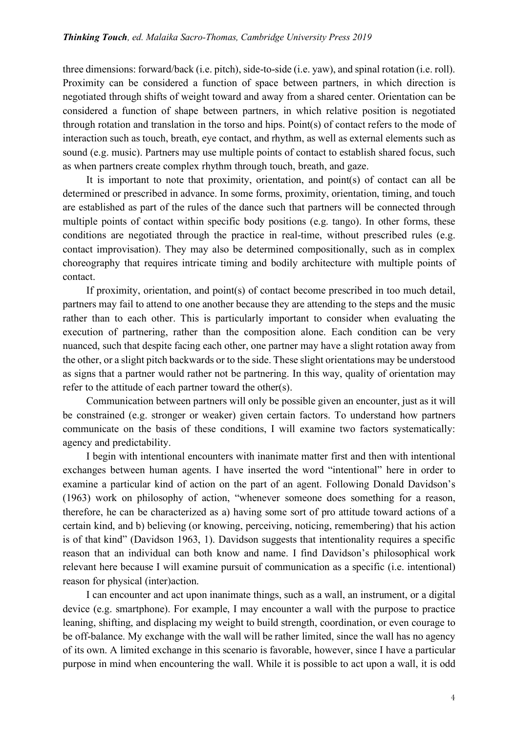three dimensions: forward/back (i.e. pitch), side-to-side (i.e. yaw), and spinal rotation (i.e. roll). Proximity can be considered a function of space between partners, in which direction is negotiated through shifts of weight toward and away from a shared center. Orientation can be considered a function of shape between partners, in which relative position is negotiated through rotation and translation in the torso and hips. Point(s) of contact refers to the mode of interaction such as touch, breath, eye contact, and rhythm, as well as external elements such as sound (e.g. music). Partners may use multiple points of contact to establish shared focus, such as when partners create complex rhythm through touch, breath, and gaze.

It is important to note that proximity, orientation, and point(s) of contact can all be determined or prescribed in advance. In some forms, proximity, orientation, timing, and touch are established as part of the rules of the dance such that partners will be connected through multiple points of contact within specific body positions (e.g. tango). In other forms, these conditions are negotiated through the practice in real-time, without prescribed rules (e.g. contact improvisation). They may also be determined compositionally, such as in complex choreography that requires intricate timing and bodily architecture with multiple points of contact.

If proximity, orientation, and point(s) of contact become prescribed in too much detail, partners may fail to attend to one another because they are attending to the steps and the music rather than to each other. This is particularly important to consider when evaluating the execution of partnering, rather than the composition alone. Each condition can be very nuanced, such that despite facing each other, one partner may have a slight rotation away from the other, or a slight pitch backwards or to the side. These slight orientations may be understood as signs that a partner would rather not be partnering. In this way, quality of orientation may refer to the attitude of each partner toward the other(s).

Communication between partners will only be possible given an encounter, just as it will be constrained (e.g. stronger or weaker) given certain factors. To understand how partners communicate on the basis of these conditions, I will examine two factors systematically: agency and predictability.

I begin with intentional encounters with inanimate matter first and then with intentional exchanges between human agents. I have inserted the word "intentional" here in order to examine a particular kind of action on the part of an agent. Following Donald Davidson's (1963) work on philosophy of action, "whenever someone does something for a reason, therefore, he can be characterized as a) having some sort of pro attitude toward actions of a certain kind, and b) believing (or knowing, perceiving, noticing, remembering) that his action is of that kind" (Davidson 1963, 1). Davidson suggests that intentionality requires a specific reason that an individual can both know and name. I find Davidson's philosophical work relevant here because I will examine pursuit of communication as a specific (i.e. intentional) reason for physical (inter)action.

I can encounter and act upon inanimate things, such as a wall, an instrument, or a digital device (e.g. smartphone). For example, I may encounter a wall with the purpose to practice leaning, shifting, and displacing my weight to build strength, coordination, or even courage to be off-balance. My exchange with the wall will be rather limited, since the wall has no agency of its own. A limited exchange in this scenario is favorable, however, since I have a particular purpose in mind when encountering the wall. While it is possible to act upon a wall, it is odd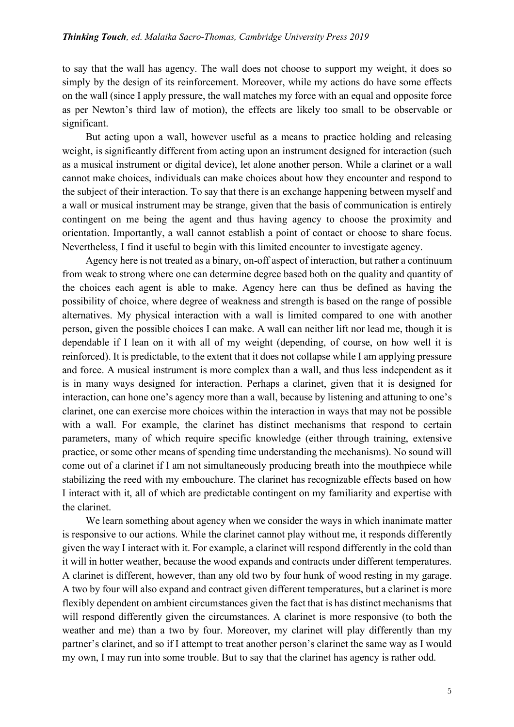to say that the wall has agency. The wall does not choose to support my weight, it does so simply by the design of its reinforcement. Moreover, while my actions do have some effects on the wall (since I apply pressure, the wall matches my force with an equal and opposite force as per Newton's third law of motion), the effects are likely too small to be observable or significant.

But acting upon a wall, however useful as a means to practice holding and releasing weight, is significantly different from acting upon an instrument designed for interaction (such as a musical instrument or digital device), let alone another person. While a clarinet or a wall cannot make choices, individuals can make choices about how they encounter and respond to the subject of their interaction. To say that there is an exchange happening between myself and a wall or musical instrument may be strange, given that the basis of communication is entirely contingent on me being the agent and thus having agency to choose the proximity and orientation. Importantly, a wall cannot establish a point of contact or choose to share focus. Nevertheless, I find it useful to begin with this limited encounter to investigate agency.

Agency here is not treated as a binary, on-off aspect of interaction, but rather a continuum from weak to strong where one can determine degree based both on the quality and quantity of the choices each agent is able to make. Agency here can thus be defined as having the possibility of choice, where degree of weakness and strength is based on the range of possible alternatives. My physical interaction with a wall is limited compared to one with another person, given the possible choices I can make. A wall can neither lift nor lead me, though it is dependable if I lean on it with all of my weight (depending, of course, on how well it is reinforced). It is predictable, to the extent that it does not collapse while I am applying pressure and force. A musical instrument is more complex than a wall, and thus less independent as it is in many ways designed for interaction. Perhaps a clarinet, given that it is designed for interaction, can hone one's agency more than a wall, because by listening and attuning to one's clarinet, one can exercise more choices within the interaction in ways that may not be possible with a wall. For example, the clarinet has distinct mechanisms that respond to certain parameters, many of which require specific knowledge (either through training, extensive practice, or some other means of spending time understanding the mechanisms). No sound will come out of a clarinet if I am not simultaneously producing breath into the mouthpiece while stabilizing the reed with my embouchure. The clarinet has recognizable effects based on how I interact with it, all of which are predictable contingent on my familiarity and expertise with the clarinet.

We learn something about agency when we consider the ways in which inanimate matter is responsive to our actions. While the clarinet cannot play without me, it responds differently given the way I interact with it. For example, a clarinet will respond differently in the cold than it will in hotter weather, because the wood expands and contracts under different temperatures. A clarinet is different, however, than any old two by four hunk of wood resting in my garage. A two by four will also expand and contract given different temperatures, but a clarinet is more flexibly dependent on ambient circumstances given the fact that is has distinct mechanisms that will respond differently given the circumstances. A clarinet is more responsive (to both the weather and me) than a two by four. Moreover, my clarinet will play differently than my partner's clarinet, and so if I attempt to treat another person's clarinet the same way as I would my own, I may run into some trouble. But to say that the clarinet has agency is rather odd.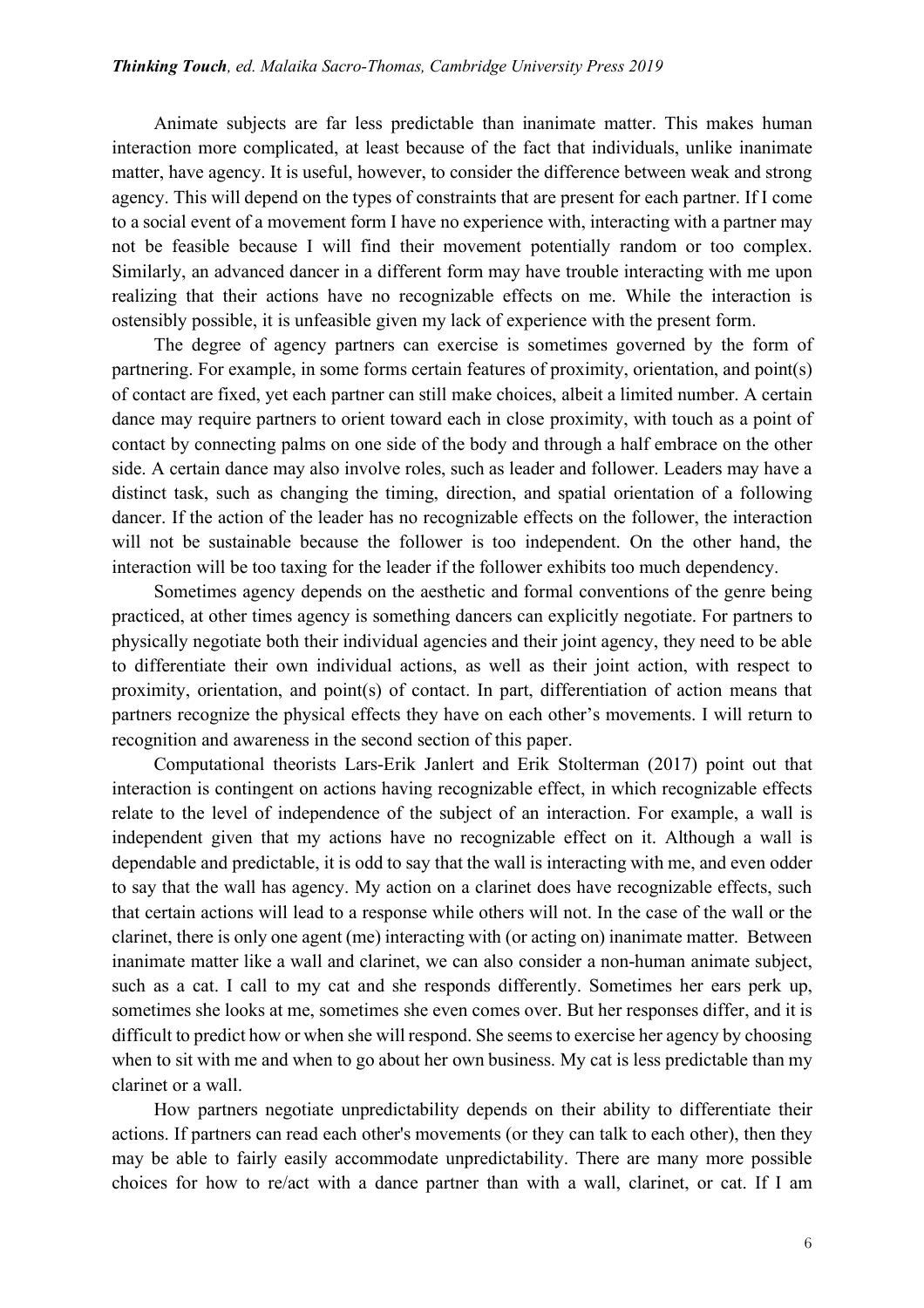Animate subjects are far less predictable than inanimate matter. This makes human interaction more complicated, at least because of the fact that individuals, unlike inanimate matter, have agency. It is useful, however, to consider the difference between weak and strong agency. This will depend on the types of constraints that are present for each partner. If I come to a social event of a movement form I have no experience with, interacting with a partner may not be feasible because I will find their movement potentially random or too complex. Similarly, an advanced dancer in a different form may have trouble interacting with me upon realizing that their actions have no recognizable effects on me. While the interaction is ostensibly possible, it is unfeasible given my lack of experience with the present form.

The degree of agency partners can exercise is sometimes governed by the form of partnering. For example, in some forms certain features of proximity, orientation, and point(s) of contact are fixed, yet each partner can still make choices, albeit a limited number. A certain dance may require partners to orient toward each in close proximity, with touch as a point of contact by connecting palms on one side of the body and through a half embrace on the other side. A certain dance may also involve roles, such as leader and follower. Leaders may have a distinct task, such as changing the timing, direction, and spatial orientation of a following dancer. If the action of the leader has no recognizable effects on the follower, the interaction will not be sustainable because the follower is too independent. On the other hand, the interaction will be too taxing for the leader if the follower exhibits too much dependency.

Sometimes agency depends on the aesthetic and formal conventions of the genre being practiced, at other times agency is something dancers can explicitly negotiate. For partners to physically negotiate both their individual agencies and their joint agency, they need to be able to differentiate their own individual actions, as well as their joint action, with respect to proximity, orientation, and point(s) of contact. In part, differentiation of action means that partners recognize the physical effects they have on each other's movements. I will return to recognition and awareness in the second section of this paper.

Computational theorists Lars-Erik Janlert and Erik Stolterman (2017) point out that interaction is contingent on actions having recognizable effect, in which recognizable effects relate to the level of independence of the subject of an interaction. For example, a wall is independent given that my actions have no recognizable effect on it. Although a wall is dependable and predictable, it is odd to say that the wall is interacting with me, and even odder to say that the wall has agency. My action on a clarinet does have recognizable effects, such that certain actions will lead to a response while others will not. In the case of the wall or the clarinet, there is only one agent (me) interacting with (or acting on) inanimate matter. Between inanimate matter like a wall and clarinet, we can also consider a non-human animate subject, such as a cat. I call to my cat and she responds differently. Sometimes her ears perk up, sometimes she looks at me, sometimes she even comes over. But her responses differ, and it is difficult to predict how or when she will respond. She seems to exercise her agency by choosing when to sit with me and when to go about her own business. My cat is less predictable than my clarinet or a wall.

How partners negotiate unpredictability depends on their ability to differentiate their actions. If partners can read each other's movements (or they can talk to each other), then they may be able to fairly easily accommodate unpredictability. There are many more possible choices for how to re/act with a dance partner than with a wall, clarinet, or cat. If I am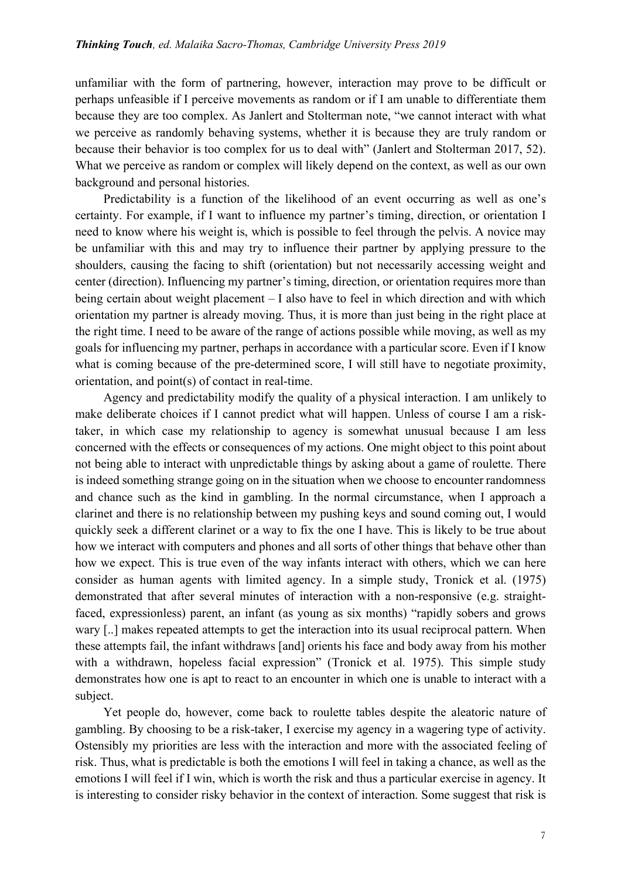unfamiliar with the form of partnering, however, interaction may prove to be difficult or perhaps unfeasible if I perceive movements as random or if I am unable to differentiate them because they are too complex. As Janlert and Stolterman note, "we cannot interact with what we perceive as randomly behaving systems, whether it is because they are truly random or because their behavior is too complex for us to deal with" (Janlert and Stolterman 2017, 52). What we perceive as random or complex will likely depend on the context, as well as our own background and personal histories.

Predictability is a function of the likelihood of an event occurring as well as one's certainty. For example, if I want to influence my partner's timing, direction, or orientation I need to know where his weight is, which is possible to feel through the pelvis. A novice may be unfamiliar with this and may try to influence their partner by applying pressure to the shoulders, causing the facing to shift (orientation) but not necessarily accessing weight and center (direction). Influencing my partner's timing, direction, or orientation requires more than being certain about weight placement – I also have to feel in which direction and with which orientation my partner is already moving. Thus, it is more than just being in the right place at the right time. I need to be aware of the range of actions possible while moving, as well as my goals for influencing my partner, perhaps in accordance with a particular score. Even if I know what is coming because of the pre-determined score, I will still have to negotiate proximity, orientation, and point(s) of contact in real-time.

Agency and predictability modify the quality of a physical interaction. I am unlikely to make deliberate choices if I cannot predict what will happen. Unless of course I am a risk-taker, in which case my relationship to agency is somewhat unusual because I am less concerned with the effects or consequences of my actions. One might object to this point about not being able to interact with unpredictable things by asking about a game of roulette. There is indeed something strange going on in the situation when we choose to encounter randomness and chance such as the kind in gambling. In the normal circumstance, when I approach a clarinet and there is no relationship between my pushing keys and sound coming out, I would quickly seek a different clarinet or a way to fix the one I have. This is likely to be true about how we interact with computers and phones and all sorts of other things that behave other than how we expect. This is true even of the way infants interact with others, which we can here consider as human agents with limited agency. In a simple study, Tronick et al. (1975) demonstrated that after several minutes of interaction with a non-responsive (e.g. straight-faced, expressionless) parent, an infant (as young as six months) "rapidly sobers and grows wary [..] makes repeated attempts to get the interaction into its usual reciprocal pattern. When these attempts fail, the infant withdraws [and] orients his face and body away from his mother with a withdrawn, hopeless facial expression" (Tronick et al. 1975). This simple study demonstrates how one is apt to react to an encounter in which one is unable to interact with a subject.

Yet people do, however, come back to roulette tables despite the aleatoric nature of gambling. By choosing to be a risk-taker, I exercise my agency in a wagering type of activity. Ostensibly my priorities are less with the interaction and more with the associated feeling of risk. Thus, what is predictable is both the emotions I will feel in taking a chance, as well as the emotions I will feel if I win, which is worth the risk and thus a particular exercise in agency. It is interesting to consider risky behavior in the context of interaction. Some suggest that risk is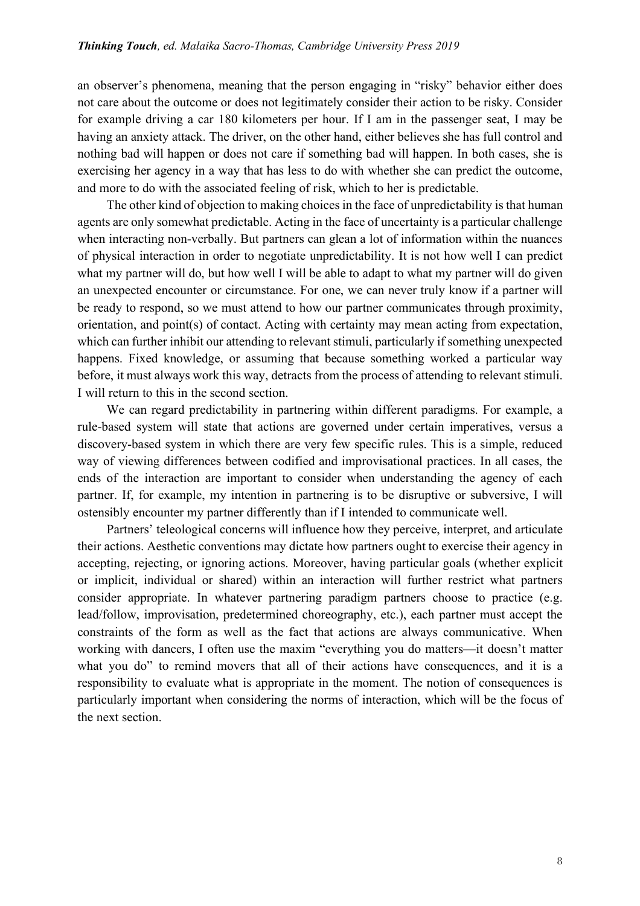an observer's phenomena, meaning that the person engaging in "risky" behavior either does not care about the outcome or does not legitimately consider their action to be risky. Consider for example driving a car 180 kilometers per hour. If I am in the passenger seat, I may be having an anxiety attack. The driver, on the other hand, either believes she has full control and nothing bad will happen or does not care if something bad will happen. In both cases, she is exercising her agency in a way that has less to do with whether she can predict the outcome, and more to do with the associated feeling of risk, which to her is predictable.

The other kind of objection to making choices in the face of unpredictability is that human agents are only somewhat predictable. Acting in the face of uncertainty is a particular challenge when interacting non-verbally. But partners can glean a lot of information within the nuances of physical interaction in order to negotiate unpredictability. It is not how well I can predict what my partner will do, but how well I will be able to adapt to what my partner will do given an unexpected encounter or circumstance. For one, we can never truly know if a partner will be ready to respond, so we must attend to how our partner communicates through proximity, orientation, and point(s) of contact. Acting with certainty may mean acting from expectation, which can further inhibit our attending to relevant stimuli, particularly if something unexpected happens. Fixed knowledge, or assuming that because something worked a particular way before, it must always work this way, detracts from the process of attending to relevant stimuli. I will return to this in the second section.

We can regard predictability in partnering within different paradigms. For example, a rule-based system will state that actions are governed under certain imperatives, versus a discovery-based system in which there are very few specific rules. This is a simple, reduced way of viewing differences between codified and improvisational practices. In all cases, the ends of the interaction are important to consider when understanding the agency of each partner. If, for example, my intention in partnering is to be disruptive or subversive, I will ostensibly encounter my partner differently than if I intended to communicate well.

Partners' teleological concerns will influence how they perceive, interpret, and articulate their actions. Aesthetic conventions may dictate how partners ought to exercise their agency in accepting, rejecting, or ignoring actions. Moreover, having particular goals (whether explicit or implicit, individual or shared) within an interaction will further restrict what partners consider appropriate. In whatever partnering paradigm partners choose to practice (e.g. lead/follow, improvisation, predetermined choreography, etc.), each partner must accept the constraints of the form as well as the fact that actions are always communicative. When working with dancers, I often use the maxim "everything you do matters—it doesn't matter what you do" to remind movers that all of their actions have consequences, and it is a responsibility to evaluate what is appropriate in the moment. The notion of consequences is particularly important when considering the norms of interaction, which will be the focus of the next section.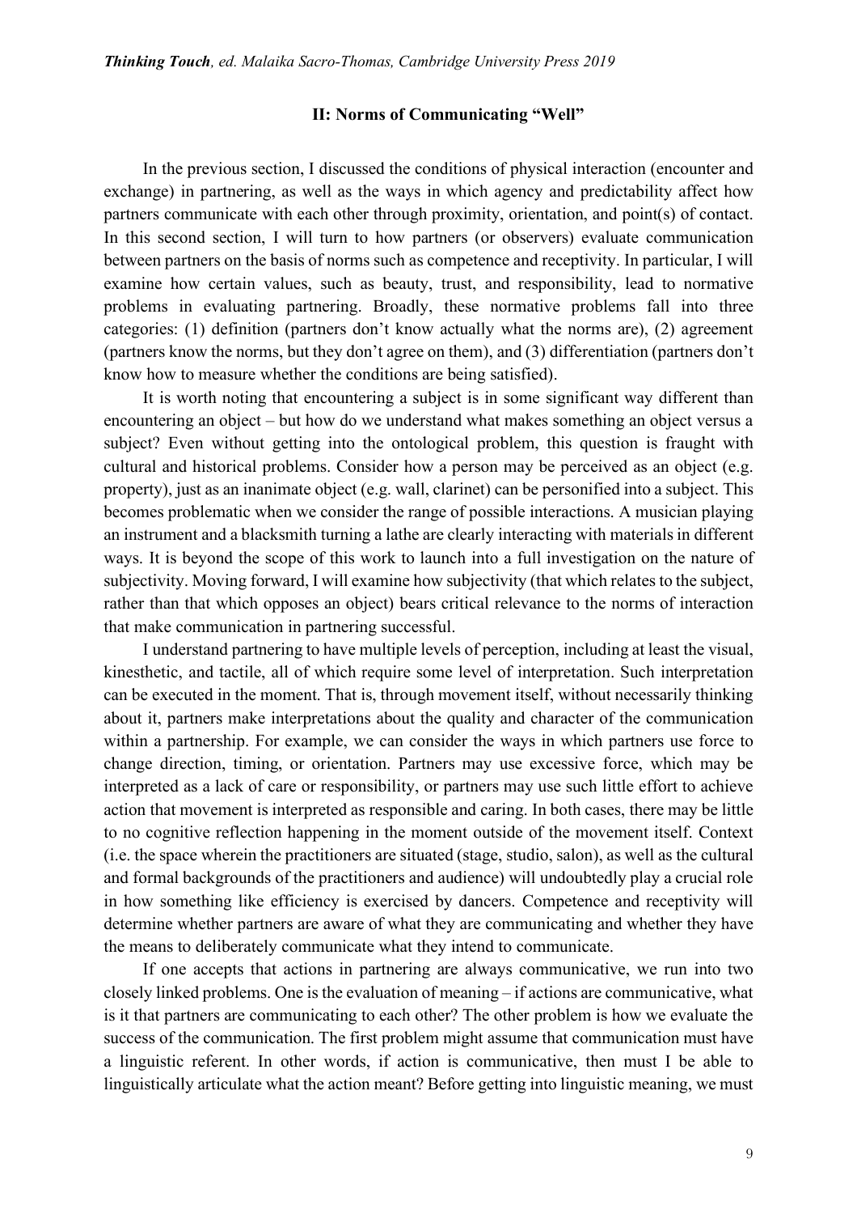## II: Norms of Communicating "Well"

In the previous section, I discussed the conditions of physical interaction (encounter and exchange) in partnering, as well as the ways in which agency and predictability affect how partners communicate with each other through proximity, orientation, and point(s) of contact. In this second section, I will turn to how partners (or observers) evaluate communication between partners on the basis of norms such as competence and receptivity. In particular, I will examine how certain values, such as beauty, trust, and responsibility, lead to normative problems in evaluating partnering. Broadly, these normative problems fall into three categories: (1) definition (partners don't know actually what the norms are), (2) agreement (partners know the norms, but they don't agree on them), and (3) differentiation (partners don't know how to measure whether the conditions are being satisfied).

It is worth noting that encountering a subject is in some significant way different than encountering an object – but how do we understand what makes something an object versus a subject? Even without getting into the ontological problem, this question is fraught with cultural and historical problems. Consider how a person may be perceived as an object (e.g. property), just as an inanimate object (e.g. wall, clarinet) can be personified into a subject. This becomes problematic when we consider the range of possible interactions. A musician playing an instrument and a blacksmith turning a lathe are clearly interacting with materials in different ways. It is beyond the scope of this work to launch into a full investigation on the nature of subjectivity. Moving forward, I will examine how subjectivity (that which relates to the subject, rather than that which opposes an object) bears critical relevance to the norms of interaction that make communication in partnering successful.

I understand partnering to have multiple levels of perception, including at least the visual, kinesthetic, and tactile, all of which require some level of interpretation. Such interpretation can be executed in the moment. That is, through movement itself, without necessarily thinking about it, partners make interpretations about the quality and character of the communication within a partnership. For example, we can consider the ways in which partners use force to change direction, timing, or orientation. Partners may use excessive force, which may be interpreted as a lack of care or responsibility, or partners may use such little effort to achieve action that movement is interpreted as responsible and caring. In both cases, there may be little to no cognitive reflection happening in the moment outside of the movement itself. Context (i.e. the space wherein the practitioners are situated (stage, studio, salon), as well as the cultural and formal backgrounds of the practitioners and audience) will undoubtedly play a crucial role in how something like efficiency is exercised by dancers. Competence and receptivity will determine whether partners are aware of what they are communicating and whether they have the means to deliberately communicate what they intend to communicate.

If one accepts that actions in partnering are always communicative, we run into two closely linked problems. One is the evaluation of meaning – if actions are communicative, what is it that partners are communicating to each other? The other problem is how we evaluate the success of the communication. The first problem might assume that communication must have a linguistic referent. In other words, if action is communicative, then must I be able to linguistically articulate what the action meant? Before getting into linguistic meaning, we must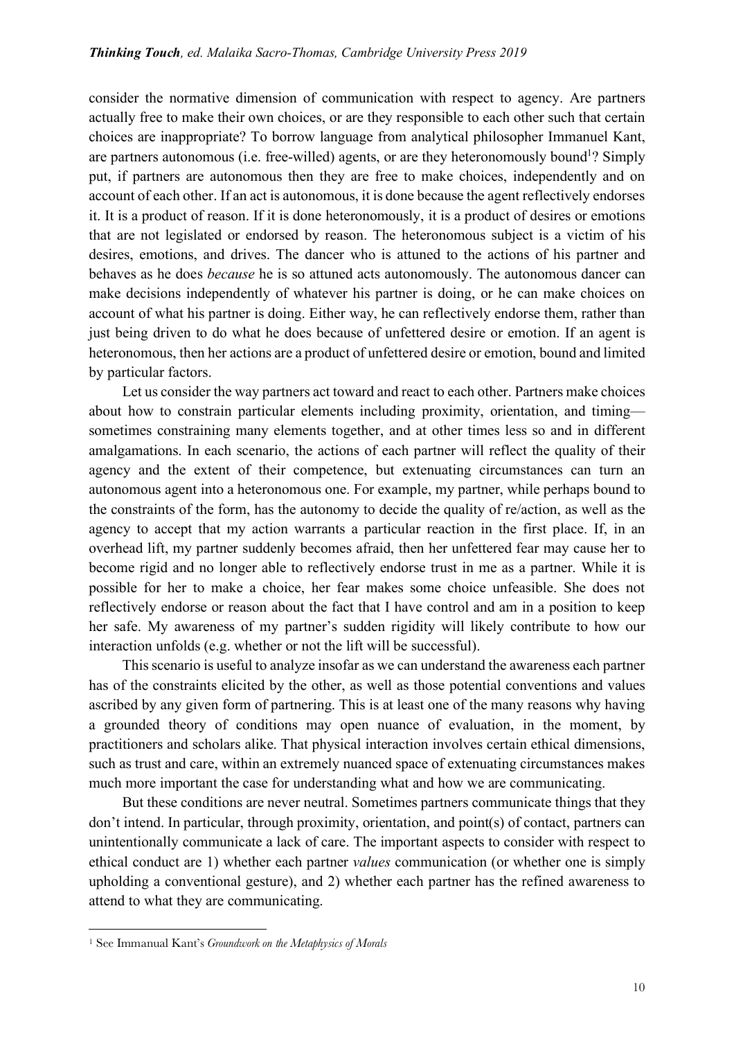consider the normative dimension of communication with respect to agency. Are partners actually free to make their own choices, or are they responsible to each other such that certain choices are inappropriate? To borrow language from analytical philosopher Immanuel Kant, are partners autonomous (i.e. free-willed) agents, or are they heteronomously bound[1]? Simply put, if partners are autonomous then they are free to make choices, independently and on account of each other. If an act is autonomous, it is done because the agent reflectively endorses it. It is a product of reason. If it is done heteronomously, it is a product of desires or emotions that are not legislated or endorsed by reason. The heteronomous subject is a victim of his desires, emotions, and drives. The dancer who is attuned to the actions of his partner and behaves as he does *because* he is so attuned acts autonomously. The autonomous dancer can make decisions independently of whatever his partner is doing, or he can make choices on account of what his partner is doing. Either way, he can reflectively endorse them, rather than just being driven to do what he does because of unfettered desire or emotion. If an agent is heteronomous, then her actions are a product of unfettered desire or emotion, bound and limited by particular factors.

Let us consider the way partners act toward and react to each other. Partners make choices about how to constrain particular elements including proximity, orientation, and timing—sometimes constraining many elements together, and at other times less so and in different amalgamations. In each scenario, the actions of each partner will reflect the quality of their agency and the extent of their competence, but extenuating circumstances can turn an autonomous agent into a heteronomous one. For example, my partner, while perhaps bound to the constraints of the form, has the autonomy to decide the quality of re/action, as well as the agency to accept that my action warrants a particular reaction in the first place. If, in an overhead lift, my partner suddenly becomes afraid, then her unfettered fear may cause her to become rigid and no longer able to reflectively endorse trust in me as a partner. While it is possible for her to make a choice, her fear makes some choice unfeasible. She does not reflectively endorse or reason about the fact that I have control and am in a position to keep her safe. My awareness of my partner's sudden rigidity will likely contribute to how our interaction unfolds (e.g. whether or not the lift will be successful).

This scenario is useful to analyze insofar as we can understand the awareness each partner has of the constraints elicited by the other, as well as those potential conventions and values ascribed by any given form of partnering. This is at least one of the many reasons why having a grounded theory of conditions may open nuance of evaluation, in the moment, by practitioners and scholars alike. That physical interaction involves certain ethical dimensions, such as trust and care, within an extremely nuanced space of extenuating circumstances makes much more important the case for understanding what and how we are communicating.

But these conditions are never neutral. Sometimes partners communicate things that they don't intend. In particular, through proximity, orientation, and point(s) of contact, partners can unintentionally communicate a lack of care. The important aspects to consider with respect to ethical conduct are 1) whether each partner *values* communication (or whether one is simply upholding a conventional gesture), and 2) whether each partner has the refined awareness to attend to what they are communicating.

[1] See Immanual Kant's *Groundwork on the Metaphysics of Morals*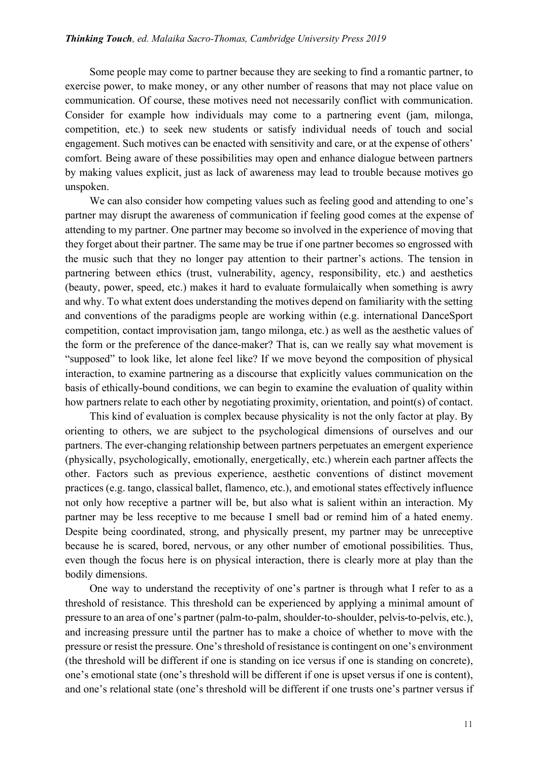Some people may come to partner because they are seeking to find a romantic partner, to exercise power, to make money, or any other number of reasons that may not place value on communication. Of course, these motives need not necessarily conflict with communication. Consider for example how individuals may come to a partnering event (jam, milonga, competition, etc.) to seek new students or satisfy individual needs of touch and social engagement. Such motives can be enacted with sensitivity and care, or at the expense of others' comfort. Being aware of these possibilities may open and enhance dialogue between partners by making values explicit, just as lack of awareness may lead to trouble because motives go unspoken.

We can also consider how competing values such as feeling good and attending to one's partner may disrupt the awareness of communication if feeling good comes at the expense of attending to my partner. One partner may become so involved in the experience of moving that they forget about their partner. The same may be true if one partner becomes so engrossed with the music such that they no longer pay attention to their partner's actions. The tension in partnering between ethics (trust, vulnerability, agency, responsibility, etc.) and aesthetics (beauty, power, speed, etc.) makes it hard to evaluate formulaically when something is awry and why. To what extent does understanding the motives depend on familiarity with the setting and conventions of the paradigms people are working within (e.g. international DanceSport competition, contact improvisation jam, tango milonga, etc.) as well as the aesthetic values of the form or the preference of the dance-maker? That is, can we really say what movement is "supposed" to look like, let alone feel like? If we move beyond the composition of physical interaction, to examine partnering as a discourse that explicitly values communication on the basis of ethically-bound conditions, we can begin to examine the evaluation of quality within how partners relate to each other by negotiating proximity, orientation, and point(s) of contact.

This kind of evaluation is complex because physicality is not the only factor at play. By orienting to others, we are subject to the psychological dimensions of ourselves and our partners. The ever-changing relationship between partners perpetuates an emergent experience (physically, psychologically, emotionally, energetically, etc.) wherein each partner affects the other. Factors such as previous experience, aesthetic conventions of distinct movement practices (e.g. tango, classical ballet, flamenco, etc.), and emotional states effectively influence not only how receptive a partner will be, but also what is salient within an interaction. My partner may be less receptive to me because I smell bad or remind him of a hated enemy. Despite being coordinated, strong, and physically present, my partner may be unreceptive because he is scared, bored, nervous, or any other number of emotional possibilities. Thus, even though the focus here is on physical interaction, there is clearly more at play than the bodily dimensions.

One way to understand the receptivity of one's partner is through what I refer to as a threshold of resistance. This threshold can be experienced by applying a minimal amount of pressure to an area of one's partner (palm-to-palm, shoulder-to-shoulder, pelvis-to-pelvis, etc.), and increasing pressure until the partner has to make a choice of whether to move with the pressure or resist the pressure. One's threshold of resistance is contingent on one's environment (the threshold will be different if one is standing on ice versus if one is standing on concrete), one's emotional state (one's threshold will be different if one is upset versus if one is content), and one's relational state (one's threshold will be different if one trusts one's partner versus if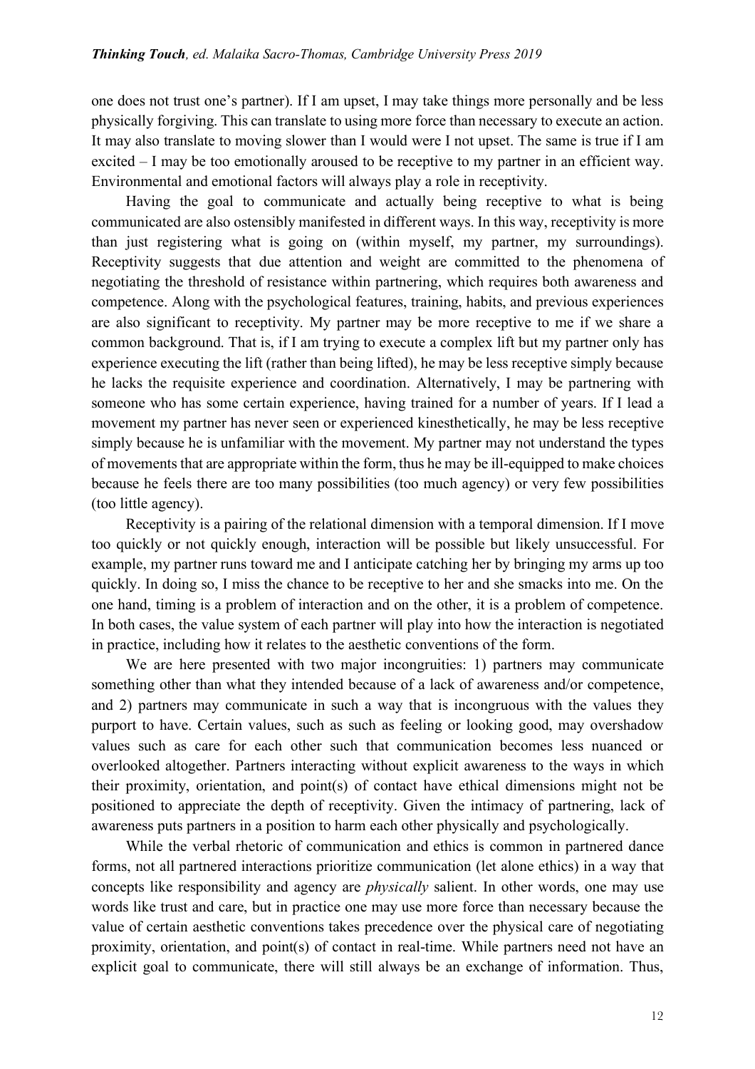one does not trust one's partner). If I am upset, I may take things more personally and be less physically forgiving. This can translate to using more force than necessary to execute an action. It may also translate to moving slower than I would were I not upset. The same is true if I am excited – I may be too emotionally aroused to be receptive to my partner in an efficient way. Environmental and emotional factors will always play a role in receptivity.

Having the goal to communicate and actually being receptive to what is being communicated are also ostensibly manifested in different ways. In this way, receptivity is more than just registering what is going on (within myself, my partner, my surroundings). Receptivity suggests that due attention and weight are committed to the phenomena of negotiating the threshold of resistance within partnering, which requires both awareness and competence. Along with the psychological features, training, habits, and previous experiences are also significant to receptivity. My partner may be more receptive to me if we share a common background. That is, if I am trying to execute a complex lift but my partner only has experience executing the lift (rather than being lifted), he may be less receptive simply because he lacks the requisite experience and coordination. Alternatively, I may be partnering with someone who has some certain experience, having trained for a number of years. If I lead a movement my partner has never seen or experienced kinesthetically, he may be less receptive simply because he is unfamiliar with the movement. My partner may not understand the types of movements that are appropriate within the form, thus he may be ill-equipped to make choices because he feels there are too many possibilities (too much agency) or very few possibilities (too little agency).

Receptivity is a pairing of the relational dimension with a temporal dimension. If I move too quickly or not quickly enough, interaction will be possible but likely unsuccessful. For example, my partner runs toward me and I anticipate catching her by bringing my arms up too quickly. In doing so, I miss the chance to be receptive to her and she smacks into me. On the one hand, timing is a problem of interaction and on the other, it is a problem of competence. In both cases, the value system of each partner will play into how the interaction is negotiated in practice, including how it relates to the aesthetic conventions of the form.

We are here presented with two major incongruities: 1) partners may communicate something other than what they intended because of a lack of awareness and/or competence, and 2) partners may communicate in such a way that is incongruous with the values they purport to have. Certain values, such as such as feeling or looking good, may overshadow values such as care for each other such that communication becomes less nuanced or overlooked altogether. Partners interacting without explicit awareness to the ways in which their proximity, orientation, and point(s) of contact have ethical dimensions might not be positioned to appreciate the depth of receptivity. Given the intimacy of partnering, lack of awareness puts partners in a position to harm each other physically and psychologically.

While the verbal rhetoric of communication and ethics is common in partnered dance forms, not all partnered interactions prioritize communication (let alone ethics) in a way that concepts like responsibility and agency are *physically* salient. In other words, one may use words like trust and care, but in practice one may use more force than necessary because the value of certain aesthetic conventions takes precedence over the physical care of negotiating proximity, orientation, and point(s) of contact in real-time. While partners need not have an explicit goal to communicate, there will still always be an exchange of information. Thus,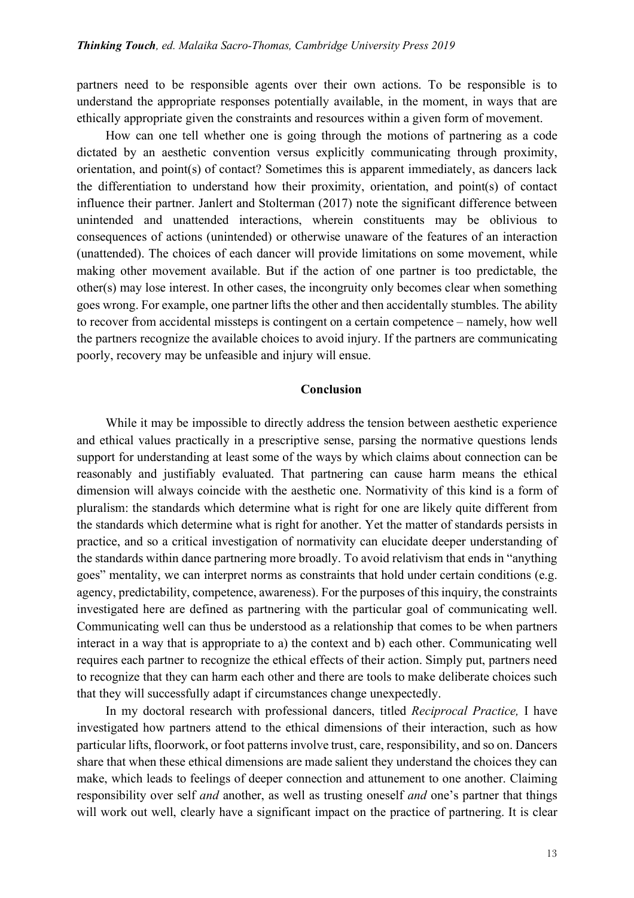partners need to be responsible agents over their own actions. To be responsible is to understand the appropriate responses potentially available, in the moment, in ways that are ethically appropriate given the constraints and resources within a given form of movement.

How can one tell whether one is going through the motions of partnering as a code dictated by an aesthetic convention versus explicitly communicating through proximity, orientation, and point(s) of contact? Sometimes this is apparent immediately, as dancers lack the differentiation to understand how their proximity, orientation, and point(s) of contact influence their partner. Janlert and Stolterman (2017) note the significant difference between unintended and unattended interactions, wherein constituents may be oblivious to consequences of actions (unintended) or otherwise unaware of the features of an interaction (unattended). The choices of each dancer will provide limitations on some movement, while making other movement available. But if the action of one partner is too predictable, the other(s) may lose interest. In other cases, the incongruity only becomes clear when something goes wrong. For example, one partner lifts the other and then accidentally stumbles. The ability to recover from accidental missteps is contingent on a certain competence – namely, how well the partners recognize the available choices to avoid injury. If the partners are communicating poorly, recovery may be unfeasible and injury will ensue.

## Conclusion

While it may be impossible to directly address the tension between aesthetic experience and ethical values practically in a prescriptive sense, parsing the normative questions lends support for understanding at least some of the ways by which claims about connection can be reasonably and justifiably evaluated. That partnering can cause harm means the ethical dimension will always coincide with the aesthetic one. Normativity of this kind is a form of pluralism: the standards which determine what is right for one are likely quite different from the standards which determine what is right for another. Yet the matter of standards persists in practice, and so a critical investigation of normativity can elucidate deeper understanding of the standards within dance partnering more broadly. To avoid relativism that ends in "anything goes" mentality, we can interpret norms as constraints that hold under certain conditions (e.g. agency, predictability, competence, awareness). For the purposes of this inquiry, the constraints investigated here are defined as partnering with the particular goal of communicating well. Communicating well can thus be understood as a relationship that comes to be when partners interact in a way that is appropriate to a) the context and b) each other. Communicating well requires each partner to recognize the ethical effects of their action. Simply put, partners need to recognize that they can harm each other and there are tools to make deliberate choices such that they will successfully adapt if circumstances change unexpectedly.

In my doctoral research with professional dancers, titled *Reciprocal Practice,* I have investigated how partners attend to the ethical dimensions of their interaction, such as how particular lifts, floorwork, or foot patterns involve trust, care, responsibility, and so on. Dancers share that when these ethical dimensions are made salient they understand the choices they can make, which leads to feelings of deeper connection and attunement to one another. Claiming responsibility over self *and* another, as well as trusting oneself *and* one's partner that things will work out well, clearly have a significant impact on the practice of partnering. It is clear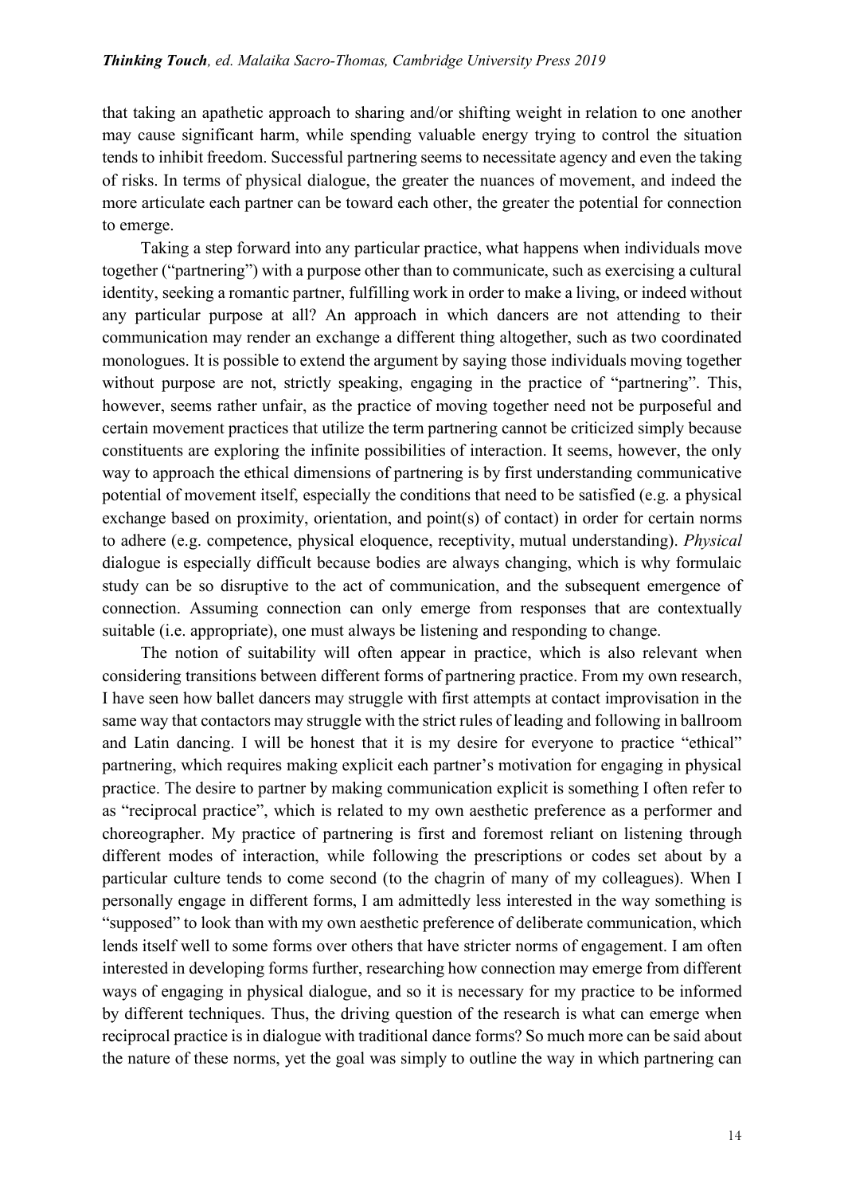that taking an apathetic approach to sharing and/or shifting weight in relation to one another may cause significant harm, while spending valuable energy trying to control the situation tends to inhibit freedom. Successful partnering seems to necessitate agency and even the taking of risks. In terms of physical dialogue, the greater the nuances of movement, and indeed the more articulate each partner can be toward each other, the greater the potential for connection to emerge.

Taking a step forward into any particular practice, what happens when individuals move together ("partnering") with a purpose other than to communicate, such as exercising a cultural identity, seeking a romantic partner, fulfilling work in order to make a living, or indeed without any particular purpose at all? An approach in which dancers are not attending to their communication may render an exchange a different thing altogether, such as two coordinated monologues. It is possible to extend the argument by saying those individuals moving together without purpose are not, strictly speaking, engaging in the practice of "partnering". This, however, seems rather unfair, as the practice of moving together need not be purposeful and certain movement practices that utilize the term partnering cannot be criticized simply because constituents are exploring the infinite possibilities of interaction. It seems, however, the only way to approach the ethical dimensions of partnering is by first understanding communicative potential of movement itself, especially the conditions that need to be satisfied (e.g. a physical exchange based on proximity, orientation, and point(s) of contact) in order for certain norms to adhere (e.g. competence, physical eloquence, receptivity, mutual understanding). *Physical* dialogue is especially difficult because bodies are always changing, which is why formulaic study can be so disruptive to the act of communication, and the subsequent emergence of connection. Assuming connection can only emerge from responses that are contextually suitable (i.e. appropriate), one must always be listening and responding to change.

The notion of suitability will often appear in practice, which is also relevant when considering transitions between different forms of partnering practice. From my own research, I have seen how ballet dancers may struggle with first attempts at contact improvisation in the same way that contactors may struggle with the strict rules of leading and following in ballroom and Latin dancing. I will be honest that it is my desire for everyone to practice "ethical" partnering, which requires making explicit each partner's motivation for engaging in physical practice. The desire to partner by making communication explicit is something I often refer to as "reciprocal practice", which is related to my own aesthetic preference as a performer and choreographer. My practice of partnering is first and foremost reliant on listening through different modes of interaction, while following the prescriptions or codes set about by a particular culture tends to come second (to the chagrin of many of my colleagues). When I personally engage in different forms, I am admittedly less interested in the way something is "supposed" to look than with my own aesthetic preference of deliberate communication, which lends itself well to some forms over others that have stricter norms of engagement. I am often interested in developing forms further, researching how connection may emerge from different ways of engaging in physical dialogue, and so it is necessary for my practice to be informed by different techniques. Thus, the driving question of the research is what can emerge when reciprocal practice is in dialogue with traditional dance forms? So much more can be said about the nature of these norms, yet the goal was simply to outline the way in which partnering can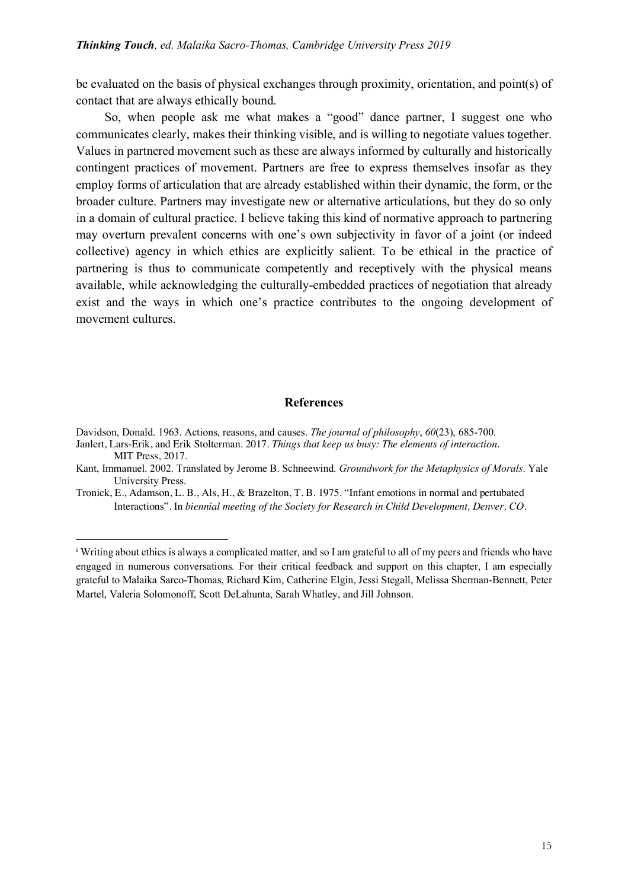be evaluated on the basis of physical exchanges through proximity, orientation, and point(s) of contact that are always ethically bound.

So, when people ask me what makes a "good" dance partner, I suggest one who communicates clearly, makes their thinking visible, and is willing to negotiate values together. Values in partnered movement such as these are always informed by culturally and historically contingent practices of movement. Partners are free to express themselves insofar as they employ forms of articulation that are already established within their dynamic, the form, or the broader culture. Partners may investigate new or alternative articulations, but they do so only in a domain of cultural practice. I believe taking this kind of normative approach to partnering may overturn prevalent concerns with one's own subjectivity in favor of a joint (or indeed collective) agency in which ethics are explicitly salient. To be ethical in the practice of partnering is thus to communicate competently and receptively with the physical means available, while acknowledging the culturally-embedded practices of negotiation that already exist and the ways in which one's practice contributes to the ongoing development of movement cultures.

## References

Davidson, Donald. 1963. Actions, reasons, and causes. *The journal of philosophy*, *60*(23), 685-700.

Janlert, Lars-Erik, and Erik Stolterman. 2017. *Things that keep us busy: The elements of interaction*. MIT Press, 2017.

Kant, Immanuel. 2002. Translated by Jerome B. Schneewind. *Groundwork for the Metaphysics of Morals*. Yale University Press.

Tronick, E., Adamson, L. B., Als, H., & Brazelton, T. B. 1975. "Infant emotions in normal and pertubated Interactions". In *biennial meeting of the Society for Research in Child Development, Denver, CO*.

---

[i] Writing about ethics is always a complicated matter, and so I am grateful to all of my peers and friends who have engaged in numerous conversations. For their critical feedback and support on this chapter, I am especially grateful to Malaika Sarco-Thomas, Richard Kim, Catherine Elgin, Jessi Stegall, Melissa Sherman-Bennett, Peter Martel, Valeria Solomonoff, Scott DeLahunta, Sarah Whatley, and Jill Johnson.